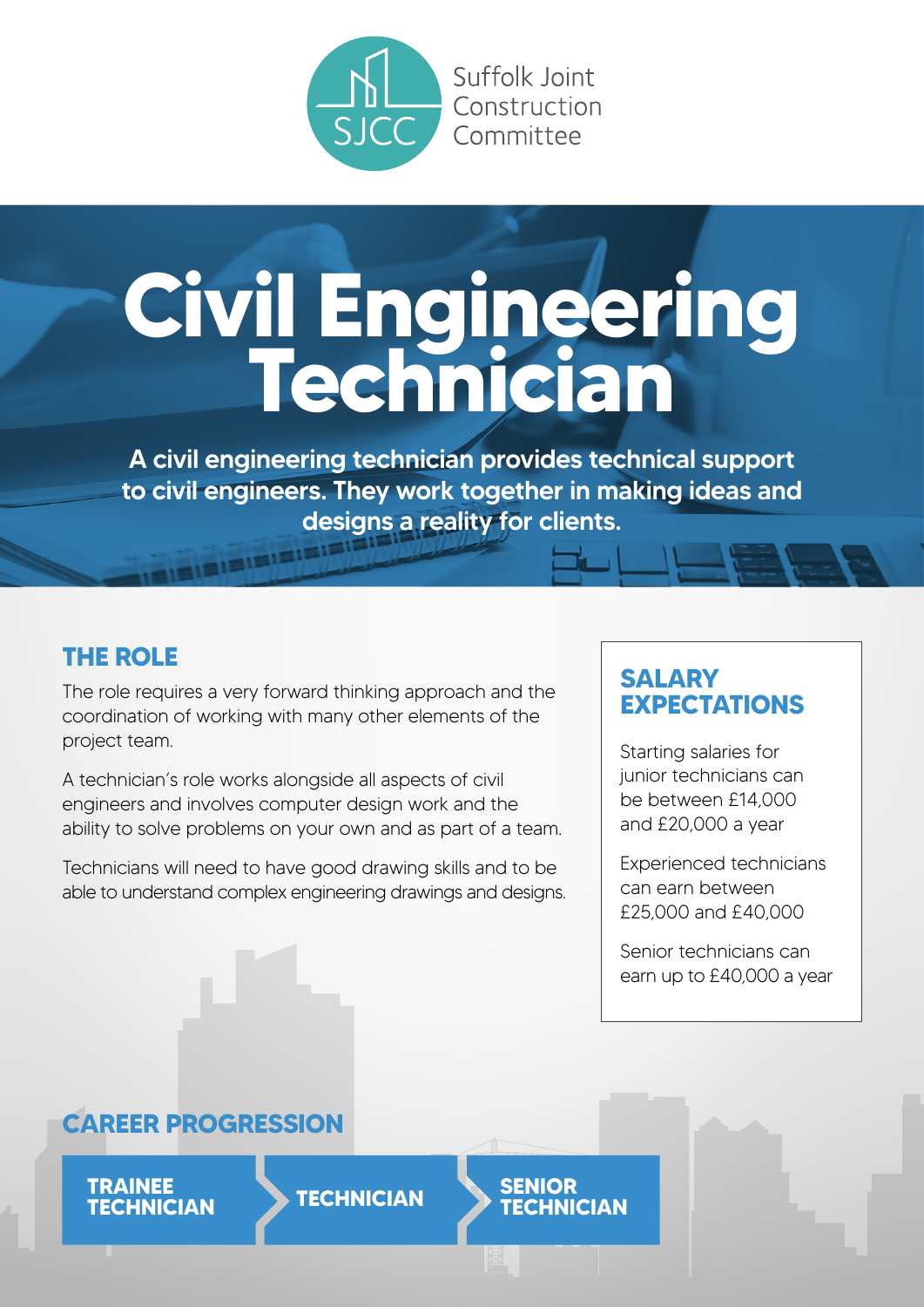Suffolk Joint Construction Committee

# Civil Engineering Technician

**A civil engineering technician provides technical support to civil engineers. They work together in making ideas and designs a reality for clients.**

## THE ROLE

The role requires a very forward thinking approach and the coordination of working with many other elements of the project team.

A technician's role works alongside all aspects of civil engineers and involves computer design work and the ability to solve problems on your own and as part of a team.

Technicians will need to have good drawing skills and to be able to understand complex engineering drawings and designs.

## SALARY EXPECTATIONS

Starting salaries for junior technicians can be between £14,000 and £20,000 a year

Experienced technicians can earn between £25,000 and £40,000

Senior technicians can earn up to £40,000 a year

## CAREER PROGRESSION

**TRAINEE TECHNICIAN** → **TECHNICIAN** → **SENIOR TECHNICIAN**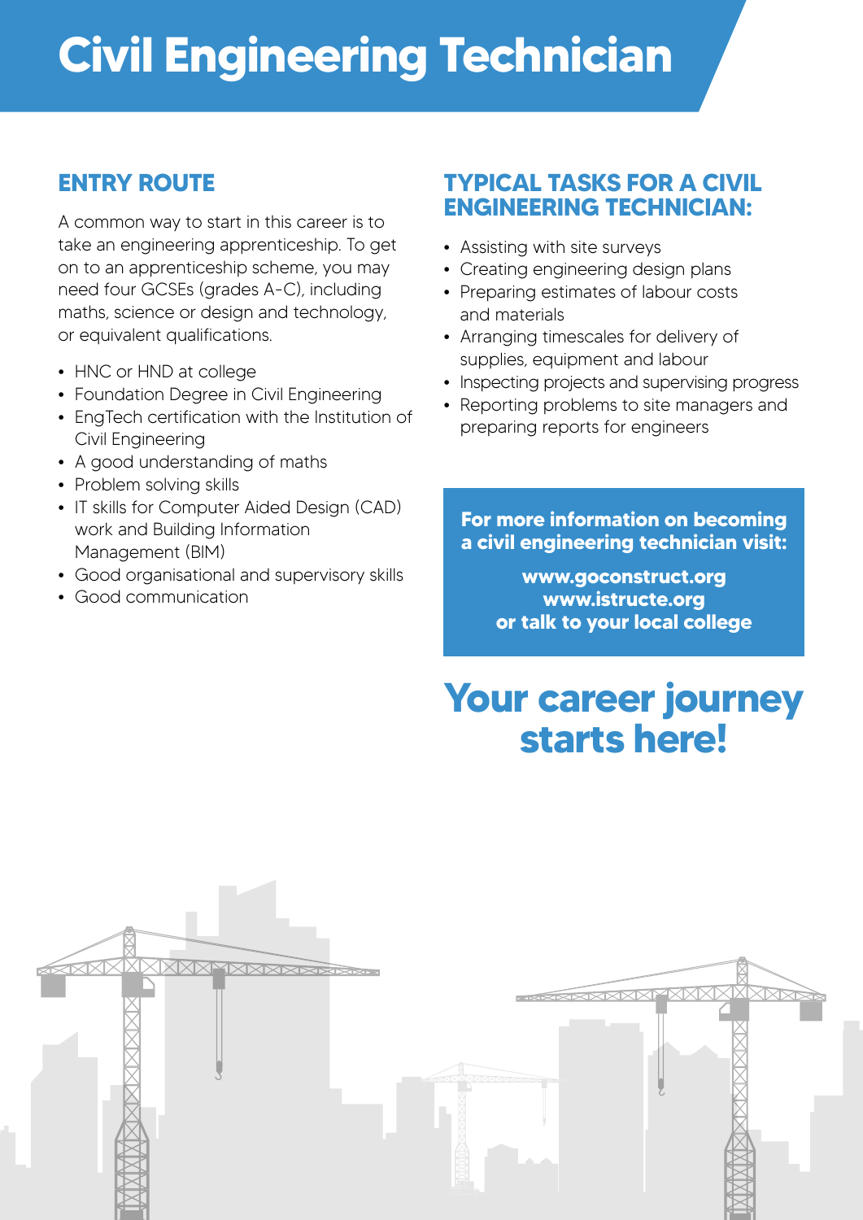# Civil Engineering Technician

## ENTRY ROUTE

A common way to start in this career is to take an engineering apprenticeship. To get on to an apprenticeship scheme, you may need four GCSEs (grades A-C), including maths, science or design and technology, or equivalent qualifications.

- HNC or HND at college
- Foundation Degree in Civil Engineering
- EngTech certification with the Institution of Civil Engineering
- A good understanding of maths
- Problem solving skills
- IT skills for Computer Aided Design (CAD) work and Building Information Management (BIM)
- Good organisational and supervisory skills
- Good communication

## TYPICAL TASKS FOR A CIVIL ENGINEERING TECHNICIAN:

- Assisting with site surveys
- Creating engineering design plans
- Preparing estimates of labour costs and materials
- Arranging timescales for delivery of supplies, equipment and labour
- Inspecting projects and supervising progress
- Reporting problems to site managers and preparing reports for engineers

**For more information on becoming a civil engineering technician visit:**

**www.goconstruct.org**
**www.istructe.org**
**or talk to your local college**

## Your career journey starts here!